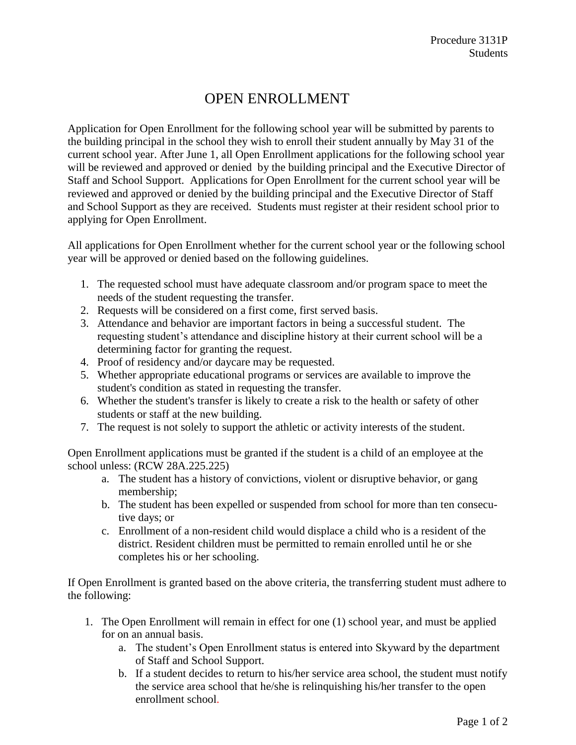Procedure 3131P
Students

# OPEN ENROLLMENT

Application for Open Enrollment for the following school year will be submitted by parents to the building principal in the school they wish to enroll their student annually by May 31 of the current school year. After June 1, all Open Enrollment applications for the following school year will be reviewed and approved or denied by the building principal and the Executive Director of Staff and School Support. Applications for Open Enrollment for the current school year will be reviewed and approved or denied by the building principal and the Executive Director of Staff and School Support as they are received. Students must register at their resident school prior to applying for Open Enrollment.

All applications for Open Enrollment whether for the current school year or the following school year will be approved or denied based on the following guidelines.

1. The requested school must have adequate classroom and/or program space to meet the needs of the student requesting the transfer.
2. Requests will be considered on a first come, first served basis.
3. Attendance and behavior are important factors in being a successful student. The requesting student's attendance and discipline history at their current school will be a determining factor for granting the request.
4. Proof of residency and/or daycare may be requested.
5. Whether appropriate educational programs or services are available to improve the student's condition as stated in requesting the transfer.
6. Whether the student's transfer is likely to create a risk to the health or safety of other students or staff at the new building.
7. The request is not solely to support the athletic or activity interests of the student.

Open Enrollment applications must be granted if the student is a child of an employee at the school unless: (RCW 28A.225.225)

a. The student has a history of convictions, violent or disruptive behavior, or gang membership;
b. The student has been expelled or suspended from school for more than ten consecutive days; or
c. Enrollment of a non-resident child would displace a child who is a resident of the district. Resident children must be permitted to remain enrolled until he or she completes his or her schooling.

If Open Enrollment is granted based on the above criteria, the transferring student must adhere to the following:

1. The Open Enrollment will remain in effect for one (1) school year, and must be applied for on an annual basis.
   a. The student's Open Enrollment status is entered into Skyward by the department of Staff and School Support.
   b. If a student decides to return to his/her service area school, the student must notify the service area school that he/she is relinquishing his/her transfer to the open enrollment school.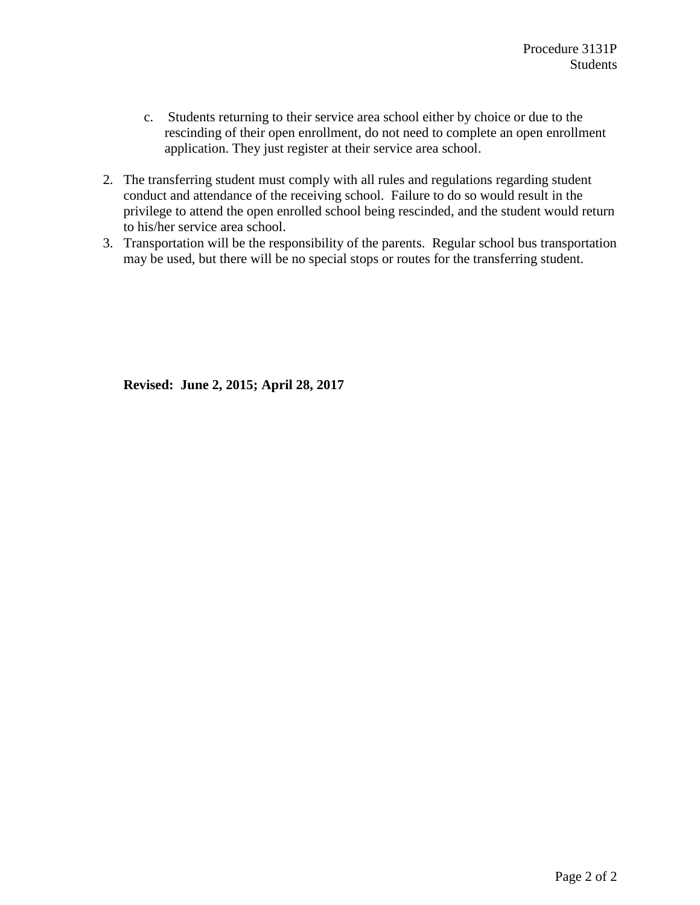c. Students returning to their service area school either by choice or due to the rescinding of their open enrollment, do not need to complete an open enrollment application. They just register at their service area school.

2. The transferring student must comply with all rules and regulations regarding student conduct and attendance of the receiving school. Failure to do so would result in the privilege to attend the open enrolled school being rescinded, and the student would return to his/her service area school.
3. Transportation will be the responsibility of the parents. Regular school bus transportation may be used, but there will be no special stops or routes for the transferring student.

**Revised: June 2, 2015; April 28, 2017**